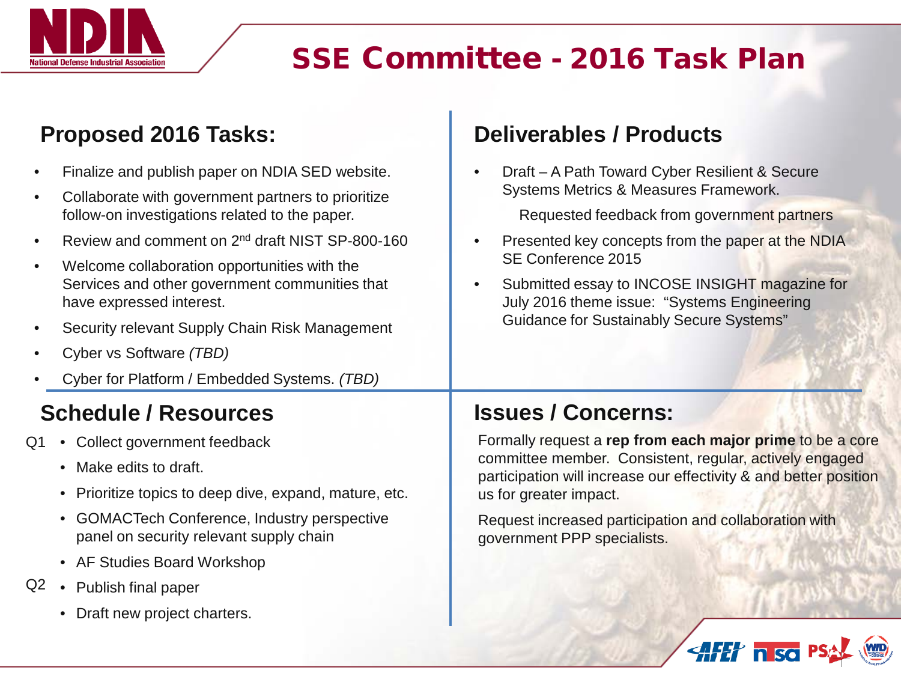# SSE Committee - 2016 Task Plan

## Proposed 2016 Tasks:

- Finalize and publish paper on NDIA SED website.
- Collaborate with government partners to prioritize follow-on investigations related to the paper.
- Review and comment on 2nd draft NIST SP-800-160
- Welcome collaboration opportunities with the Services and other government communities that have expressed interest.
- Security relevant Supply Chain Risk Management
- Cyber vs Software *(TBD)*
- Cyber for Platform / Embedded Systems. *(TBD)*

## Deliverables / Products

- Draft – A Path Toward Cyber Resilient & Secure Systems Metrics & Measures Framework.

  Requested feedback from government partners
- Presented key concepts from the paper at the NDIA SE Conference 2015
- Submitted essay to INCOSE INSIGHT magazine for July 2016 theme issue: "Systems Engineering Guidance for Sustainably Secure Systems"

## Schedule / Resources

Q1
- Collect government feedback
- Make edits to draft.
- Prioritize topics to deep dive, expand, mature, etc.
- GOMACTech Conference, Industry perspective panel on security relevant supply chain
- AF Studies Board Workshop

Q2
- Publish final paper
- Draft new project charters.

## Issues / Concerns:

Formally request a **rep from each major prime** to be a core committee member. Consistent, regular, actively engaged participation will increase our effectivity & and better position us for greater impact.

Request increased participation and collaboration with government PPP specialists.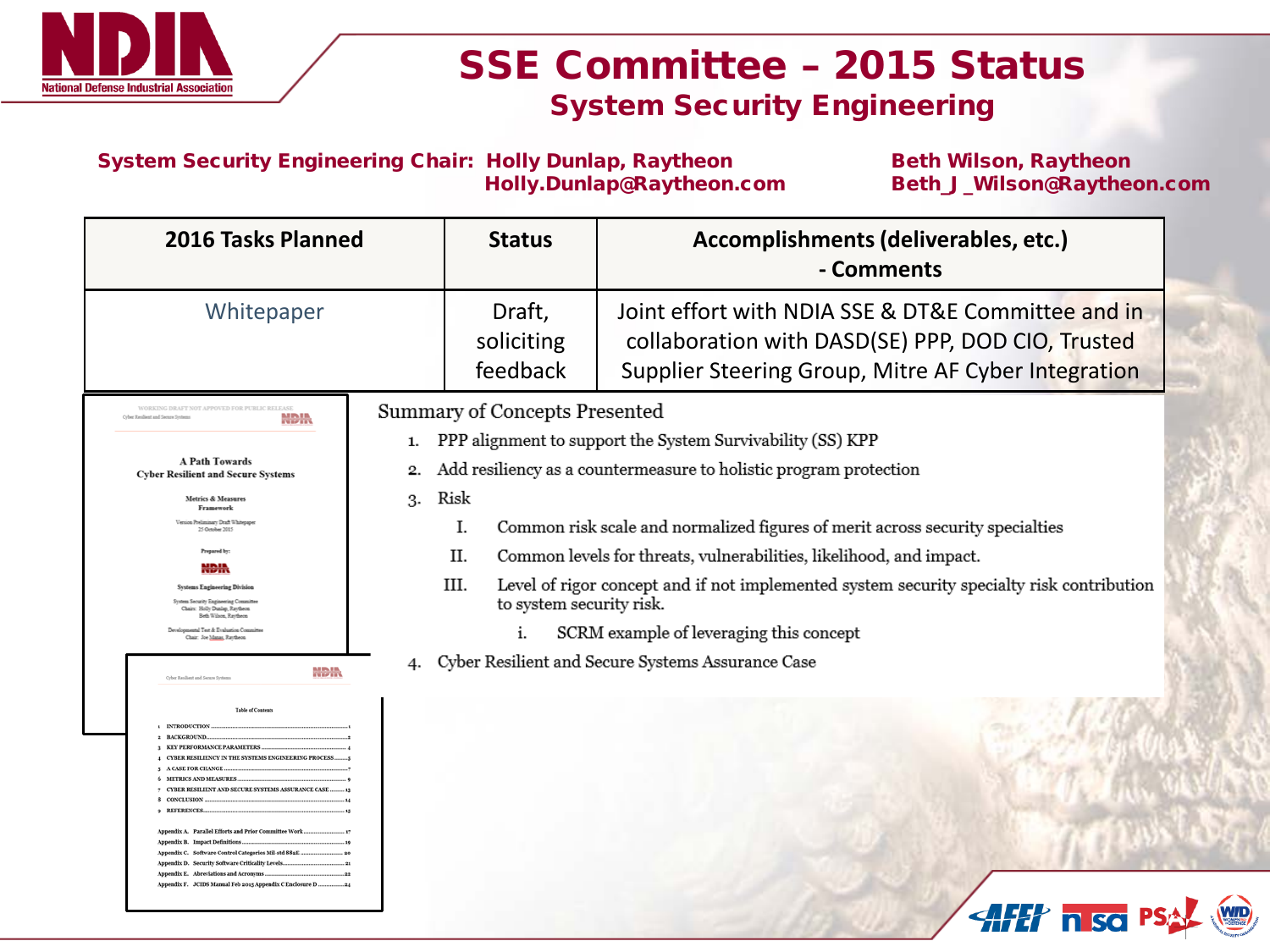# SSE Committee – 2015 Status

## System Security Engineering

**System Security Engineering Chair:** **Holly Dunlap, Raytheon** Holly.Dunlap@Raytheon.com **Beth Wilson, Raytheon** Beth_J_Wilson@Raytheon.com

| 2016 Tasks Planned | Status | Accomplishments (deliverables, etc.) - Comments |
|---|---|---|
| Whitepaper | Draft, soliciting feedback | Joint effort with NDIA SSE & DT&E Committee and in collaboration with DASD(SE) PPP, DOD CIO, Trusted Supplier Steering Group, Mitre AF Cyber Integration |

WORKING DRAFT NOT APPROVED FOR PUBLIC RELEASE

Cyber Resilient and Secure Systems

**A Path Towards Cyber Resilient and Secure Systems**

**Metrics & Measures Framework**

Version Preliminary Draft Whitepaper
25 October 2015

Prepared by:

NDIA

**Systems Engineering Division**

System Security Engineering Committee
Chairs: Holly Dunlap, Raytheon
Beth Wilson, Raytheon

Developmental Test & Evaluation Committee
Chair: Joe Manas, Raytheon

**Table of Contents**

1. INTRODUCTION ..... 1
2. BACKGROUND ..... 2
3. KEY PERFORMANCE PARAMETERS ..... 4
4. CYBER RESILIENCY IN THE SYSTEMS ENGINEERING PROCESS ..... 5
5. A CASE FOR CHANGE ..... 7
6. METRICS AND MEASURES ..... 9
7. CYBER RESILIENT AND SECURE SYSTEMS ASSURANCE CASE ..... 13
8. CONCLUSION ..... 14
9. REFERENCES ..... 15

Appendix A. Parallel Efforts and Prior Committee Work ..... 17
Appendix B. Impact Definitions ..... 19
Appendix C. Software Control Categories Mil-std 882E ..... 20
Appendix D. Security Software Criticality Levels ..... 21
Appendix E. Abbreviations and Acronyms ..... 22
Appendix F. JCIDS Manual Feb 2015 Appendix C Enclosure D ..... 24

Summary of Concepts Presented

1. PPP alignment to support the System Survivability (SS) KPP
2. Add resiliency as a countermeasure to holistic program protection
3. Risk
   - I. Common risk scale and normalized figures of merit across security specialties
   - II. Common levels for threats, vulnerabilities, likelihood, and impact.
   - III. Level of rigor concept and if not implemented system security specialty risk contribution to system security risk.
     - i. SCRM example of leveraging this concept
4. Cyber Resilient and Secure Systems Assurance Case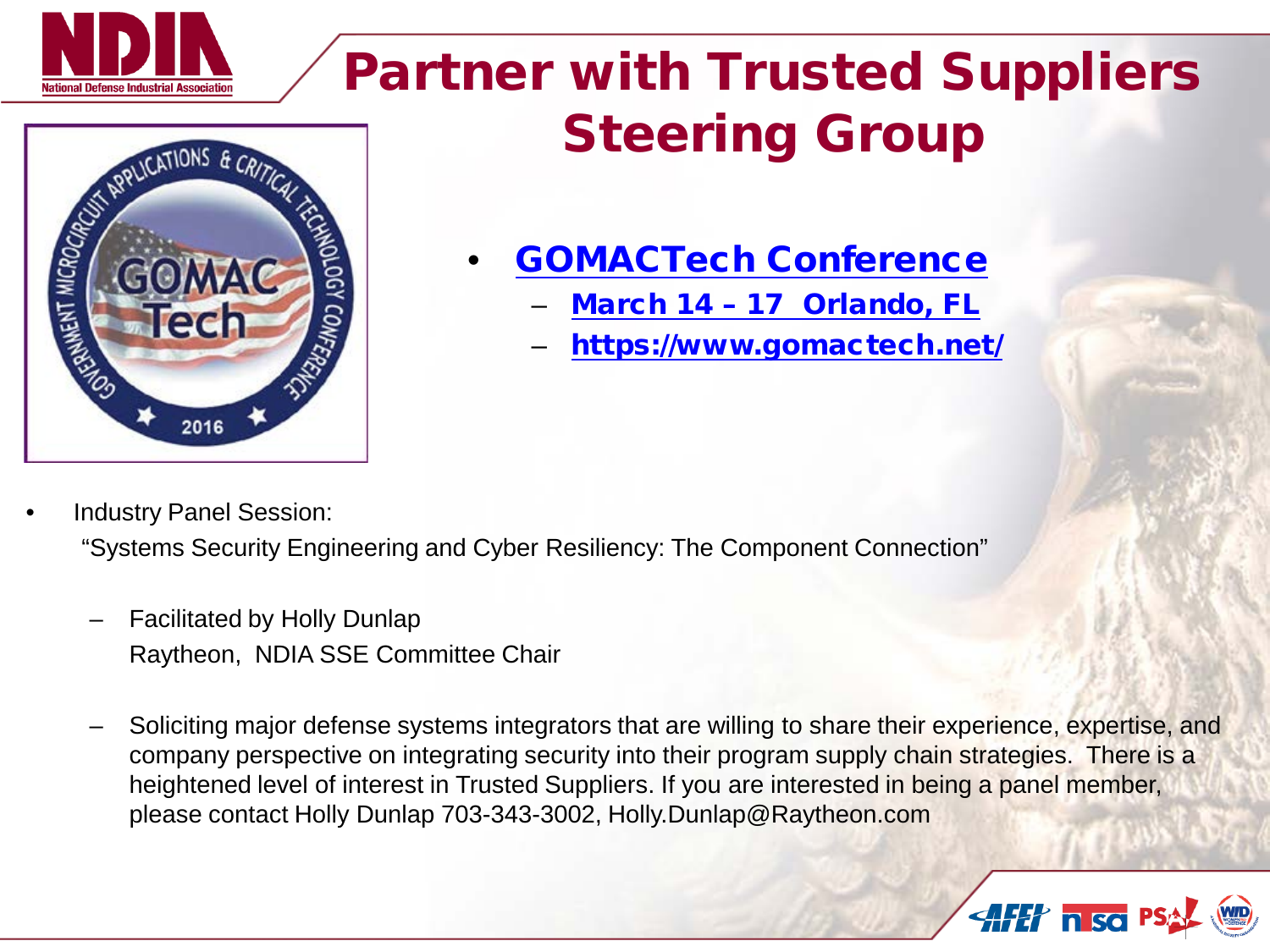# Partner with Trusted Suppliers Steering Group

- **GOMACTech Conference**
  - **March 14 – 17 Orlando, FL**
  - **https://www.gomactech.net/**

- Industry Panel Session:
  "Systems Security Engineering and Cyber Resiliency: The Component Connection"
  - Facilitated by Holly Dunlap
    Raytheon, NDIA SSE Committee Chair
  - Soliciting major defense systems integrators that are willing to share their experience, expertise, and company perspective on integrating security into their program supply chain strategies. There is a heightened level of interest in Trusted Suppliers. If you are interested in being a panel member, please contact Holly Dunlap 703-343-3002, Holly.Dunlap@Raytheon.com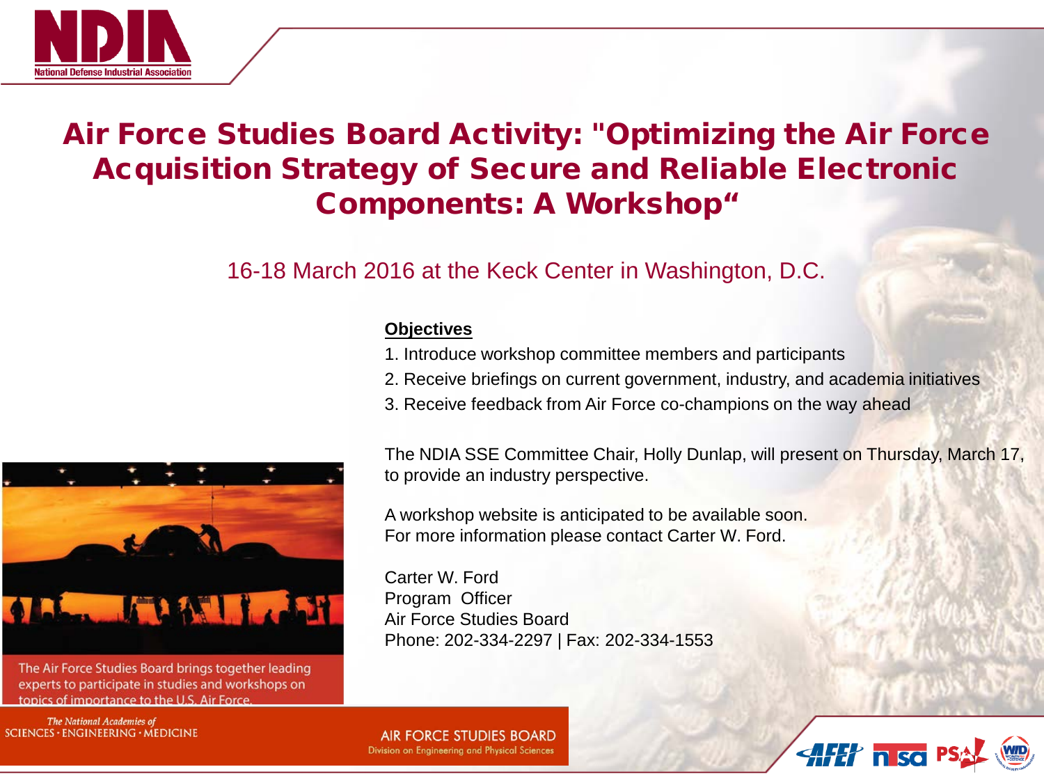# Air Force Studies Board Activity: "Optimizing the Air Force Acquisition Strategy of Secure and Reliable Electronic Components: A Workshop“

16-18 March 2016 at the Keck Center in Washington, D.C.

**Objectives**

1. Introduce workshop committee members and participants
2. Receive briefings on current government, industry, and academia initiatives
3. Receive feedback from Air Force co-champions on the way ahead

The NDIA SSE Committee Chair, Holly Dunlap, will present on Thursday, March 17, to provide an industry perspective.

A workshop website is anticipated to be available soon.
For more information please contact Carter W. Ford.

Carter W. Ford
Program Officer
Air Force Studies Board
Phone: 202-334-2297 | Fax: 202-334-1553

The Air Force Studies Board brings together leading experts to participate in studies and workshops on topics of importance to the U.S. Air Force.

*The National Academies of*
SCIENCES · ENGINEERING · MEDICINE

AIR FORCE STUDIES BOARD
Division on Engineering and Physical Sciences